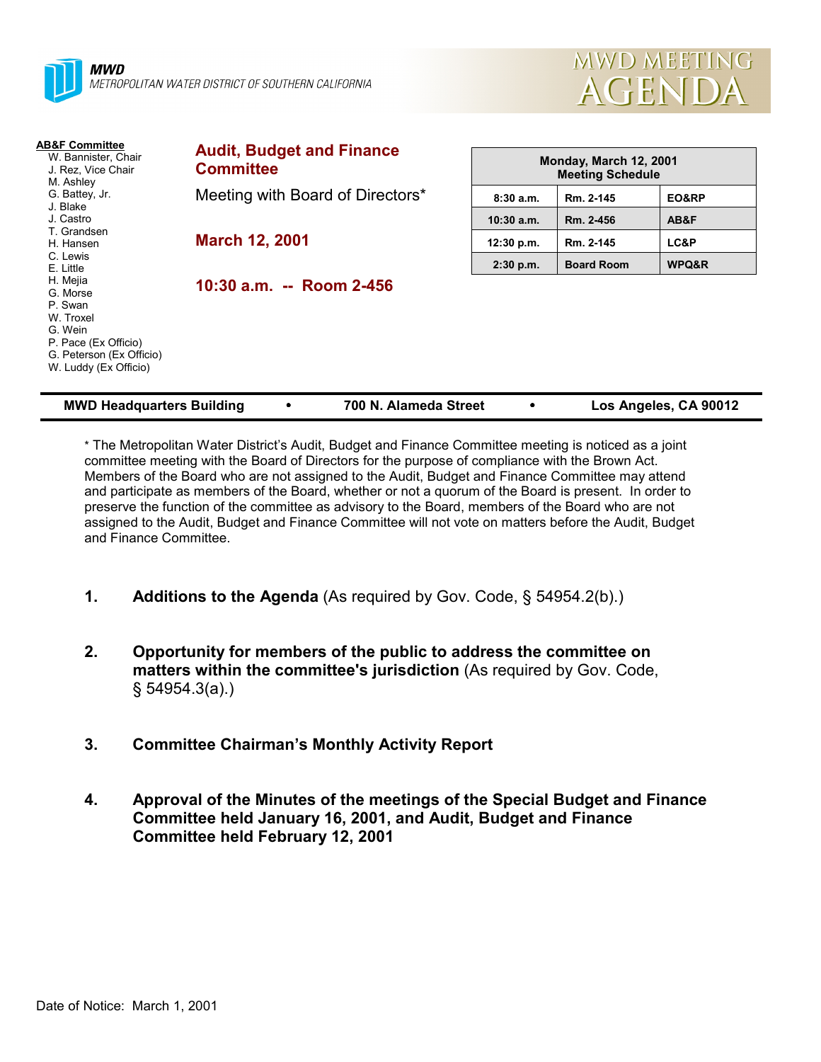MWD
METROPOLITAN WATER DISTRICT OF SOUTHERN CALIFORNIA

# MWD MEETING AGENDA

**AB&F Committee**
W. Bannister, Chair
J. Rez, Vice Chair
M. Ashley
G. Battey, Jr.
J. Blake
J. Castro
T. Grandsen
H. Hansen
C. Lewis
E. Little
H. Mejia
G. Morse
P. Swan
W. Troxel
G. Wein
P. Pace (Ex Officio)
G. Peterson (Ex Officio)
W. Luddy (Ex Officio)

## Audit, Budget and Finance Committee

Meeting with Board of Directors*

**March 12, 2001**

**10:30 a.m. -- Room 2-456**

| Monday, March 12, 2001 Meeting Schedule | | |
|---|---|---|
| 8:30 a.m. | Rm. 2-145 | EO&RP |
| 10:30 a.m. | Rm. 2-456 | AB&F |
| 12:30 p.m. | Rm. 2-145 | LC&P |
| 2:30 p.m. | Board Room | WPQ&R |

**MWD Headquarters Building • 700 N. Alameda Street • Los Angeles, CA 90012**

* The Metropolitan Water District's Audit, Budget and Finance Committee meeting is noticed as a joint committee meeting with the Board of Directors for the purpose of compliance with the Brown Act. Members of the Board who are not assigned to the Audit, Budget and Finance Committee may attend and participate as members of the Board, whether or not a quorum of the Board is present. In order to preserve the function of the committee as advisory to the Board, members of the Board who are not assigned to the Audit, Budget and Finance Committee will not vote on matters before the Audit, Budget and Finance Committee.

1. **Additions to the Agenda** (As required by Gov. Code, § 54954.2(b).)

2. **Opportunity for members of the public to address the committee on matters within the committee's jurisdiction** (As required by Gov. Code, § 54954.3(a).)

3. **Committee Chairman's Monthly Activity Report**

4. **Approval of the Minutes of the meetings of the Special Budget and Finance Committee held January 16, 2001, and Audit, Budget and Finance Committee held February 12, 2001**

Date of Notice: March 1, 2001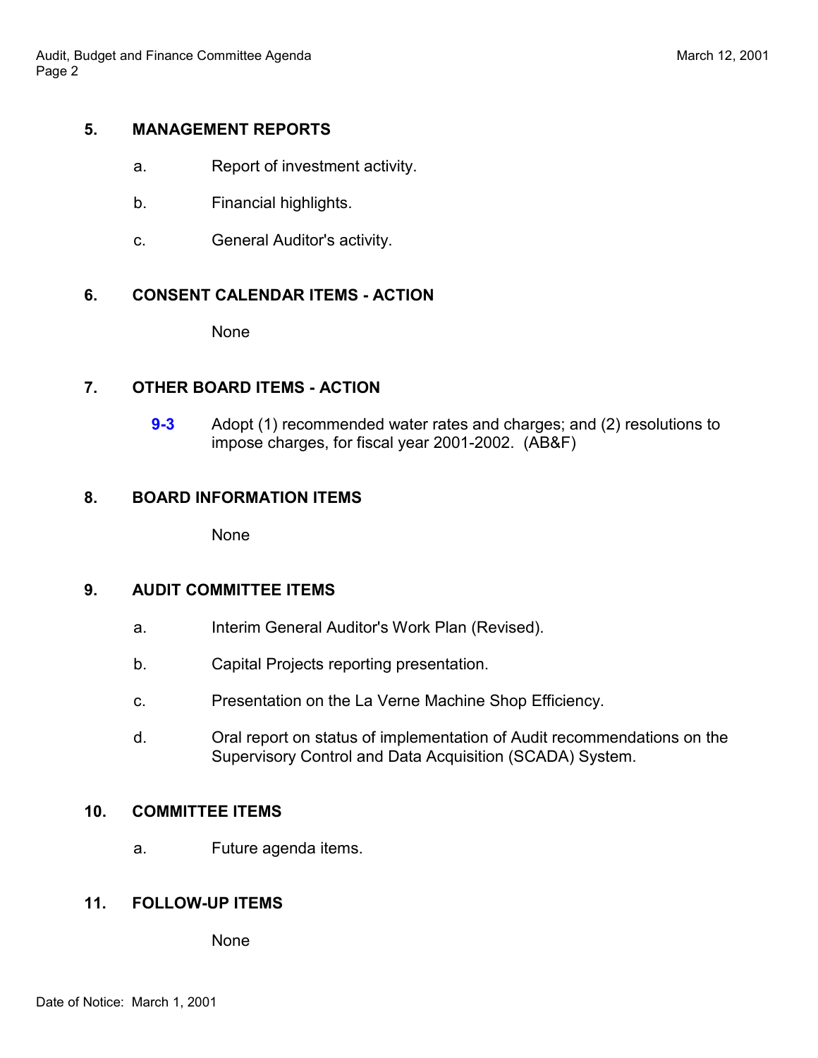## 5. MANAGEMENT REPORTS

a. Report of investment activity.

b. Financial highlights.

c. General Auditor's activity.

## 6. CONSENT CALENDAR ITEMS - ACTION

None

## 7. OTHER BOARD ITEMS - ACTION

**9-3** Adopt (1) recommended water rates and charges; and (2) resolutions to impose charges, for fiscal year 2001-2002. (AB&F)

## 8. BOARD INFORMATION ITEMS

None

## 9. AUDIT COMMITTEE ITEMS

a. Interim General Auditor's Work Plan (Revised).

b. Capital Projects reporting presentation.

c. Presentation on the La Verne Machine Shop Efficiency.

d. Oral report on status of implementation of Audit recommendations on the Supervisory Control and Data Acquisition (SCADA) System.

## 10. COMMITTEE ITEMS

a. Future agenda items.

## 11. FOLLOW-UP ITEMS

None

Date of Notice: March 1, 2001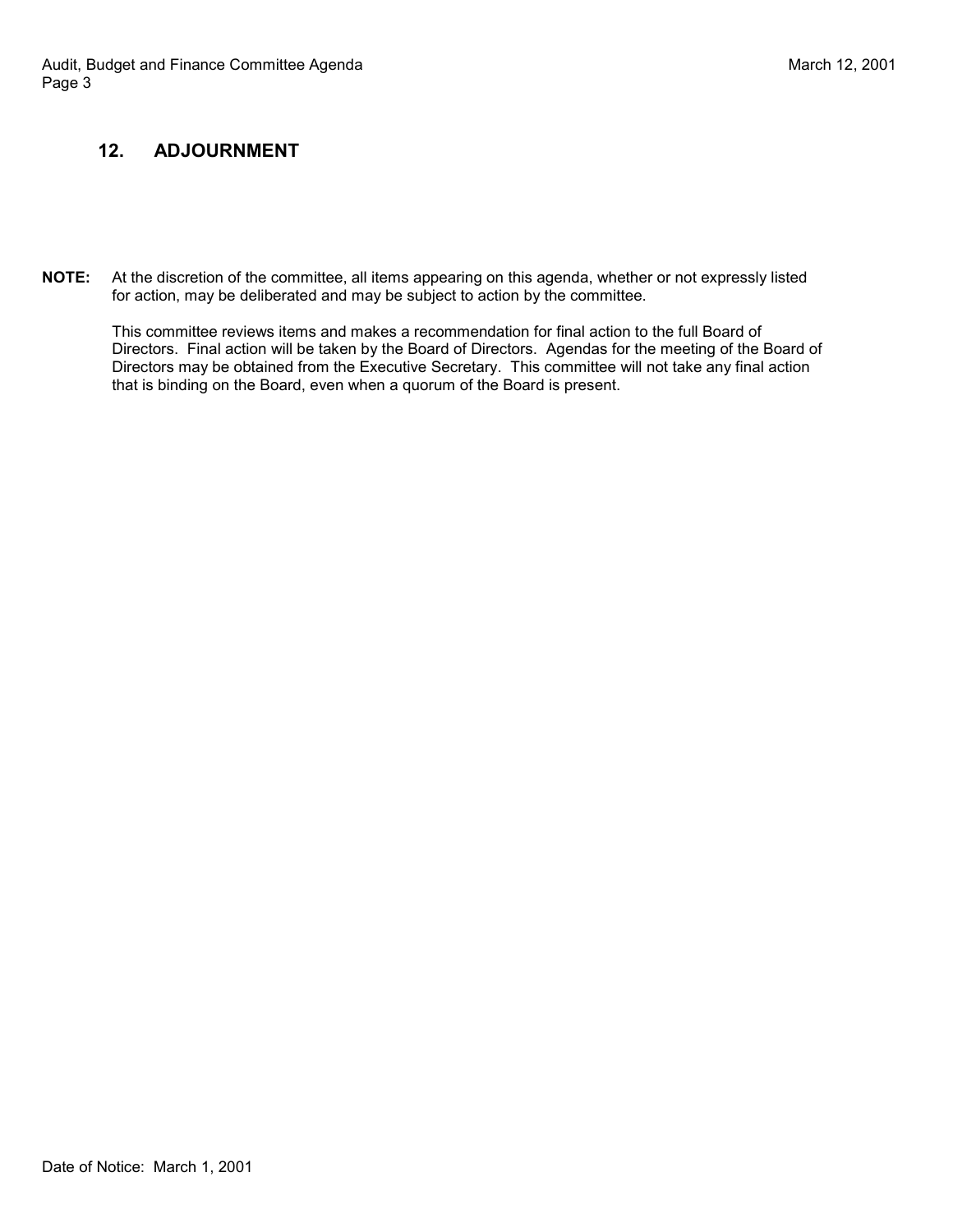## 12. ADJOURNMENT

**NOTE:** At the discretion of the committee, all items appearing on this agenda, whether or not expressly listed for action, may be deliberated and may be subject to action by the committee.

This committee reviews items and makes a recommendation for final action to the full Board of Directors. Final action will be taken by the Board of Directors. Agendas for the meeting of the Board of Directors may be obtained from the Executive Secretary. This committee will not take any final action that is binding on the Board, even when a quorum of the Board is present.

Date of Notice: March 1, 2001